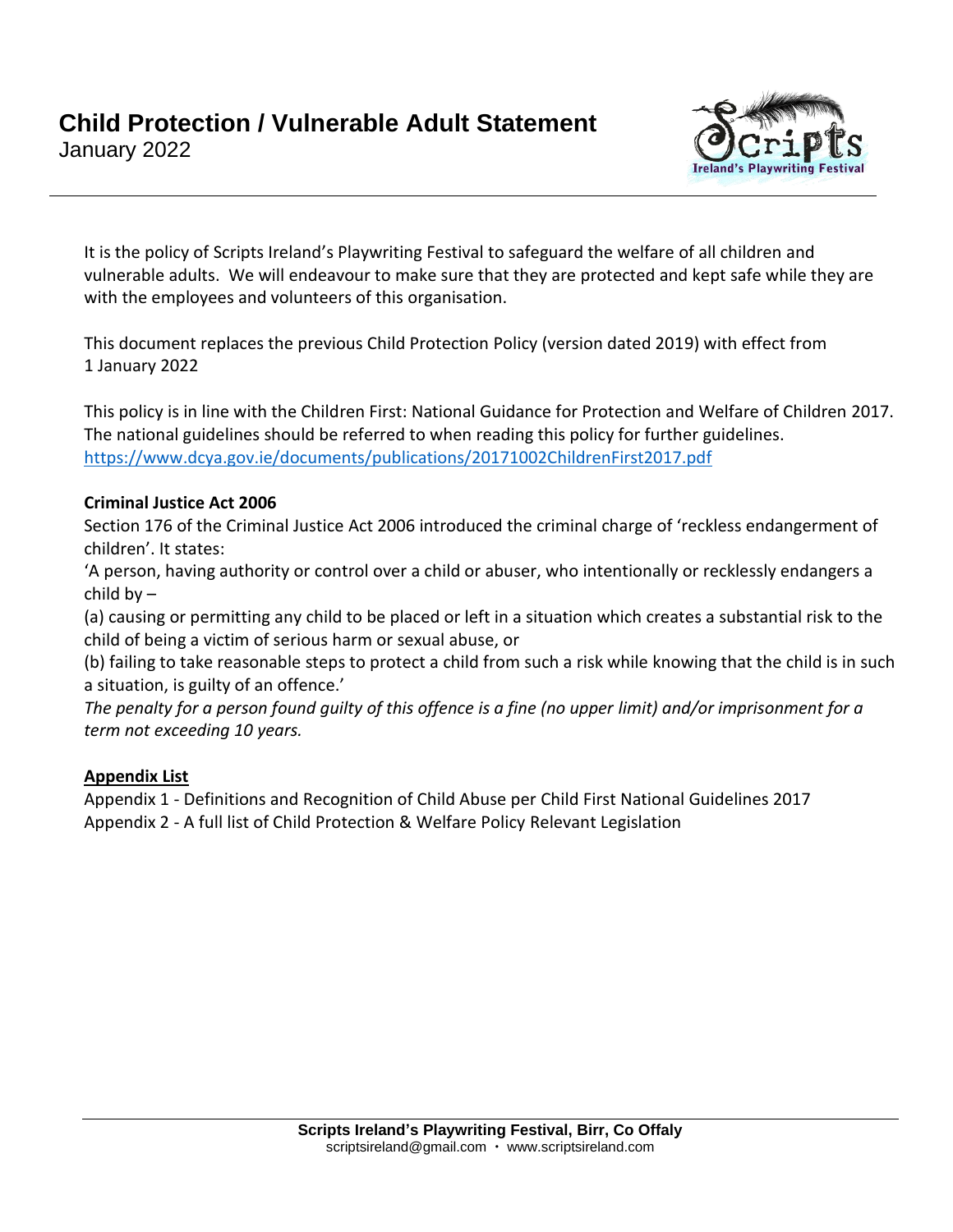# Child Protection / Vulnerable Adult Statement

January 2022

It is the policy of Scripts Ireland's Playwriting Festival to safeguard the welfare of all children and vulnerable adults. We will endeavour to make sure that they are protected and kept safe while they are with the employees and volunteers of this organisation.

This document replaces the previous Child Protection Policy (version dated 2019) with effect from 1 January 2022

This policy is in line with the Children First: National Guidance for Protection and Welfare of Children 2017. The national guidelines should be referred to when reading this policy for further guidelines.
https://www.dcya.gov.ie/documents/publications/20171002ChildrenFirst2017.pdf

**Criminal Justice Act 2006**

Section 176 of the Criminal Justice Act 2006 introduced the criminal charge of 'reckless endangerment of children'. It states:

'A person, having authority or control over a child or abuser, who intentionally or recklessly endangers a child by –

(a) causing or permitting any child to be placed or left in a situation which creates a substantial risk to the child of being a victim of serious harm or sexual abuse, or

(b) failing to take reasonable steps to protect a child from such a risk while knowing that the child is in such a situation, is guilty of an offence.'

*The penalty for a person found guilty of this offence is a fine (no upper limit) and/or imprisonment for a term not exceeding 10 years.*

**Appendix List**

Appendix 1 - Definitions and Recognition of Child Abuse per Child First National Guidelines 2017
Appendix 2 - A full list of Child Protection & Welfare Policy Relevant Legislation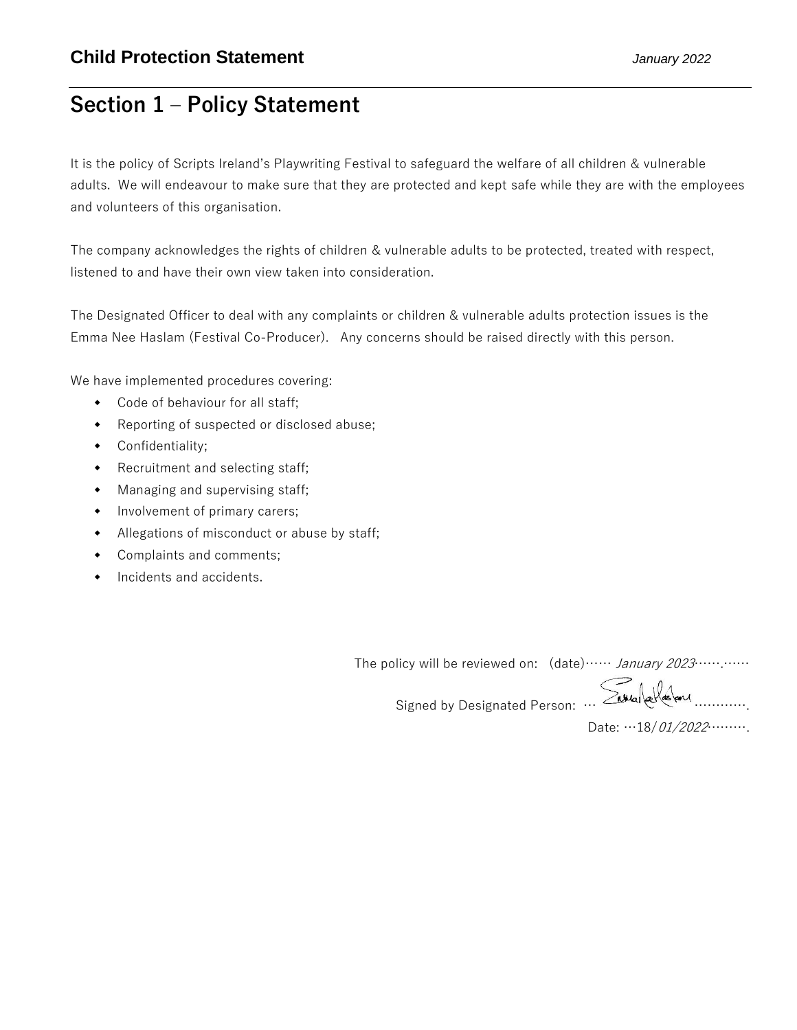## Section 1 – Policy Statement

It is the policy of Scripts Ireland's Playwriting Festival to safeguard the welfare of all children & vulnerable adults. We will endeavour to make sure that they are protected and kept safe while they are with the employees and volunteers of this organisation.

The company acknowledges the rights of children & vulnerable adults to be protected, treated with respect, listened to and have their own view taken into consideration.

The Designated Officer to deal with any complaints or children & vulnerable adults protection issues is the Emma Nee Haslam (Festival Co-Producer). Any concerns should be raised directly with this person.

We have implemented procedures covering:

- Code of behaviour for all staff;
- Reporting of suspected or disclosed abuse;
- Confidentiality;
- Recruitment and selecting staff;
- Managing and supervising staff;
- Involvement of primary carers;
- Allegations of misconduct or abuse by staff;
- Complaints and comments;
- Incidents and accidents.

The policy will be reviewed on: (date)…… *January 2023*…….……

Signed by Designated Person: … [signature] …………

Date: …18/*01/2022*………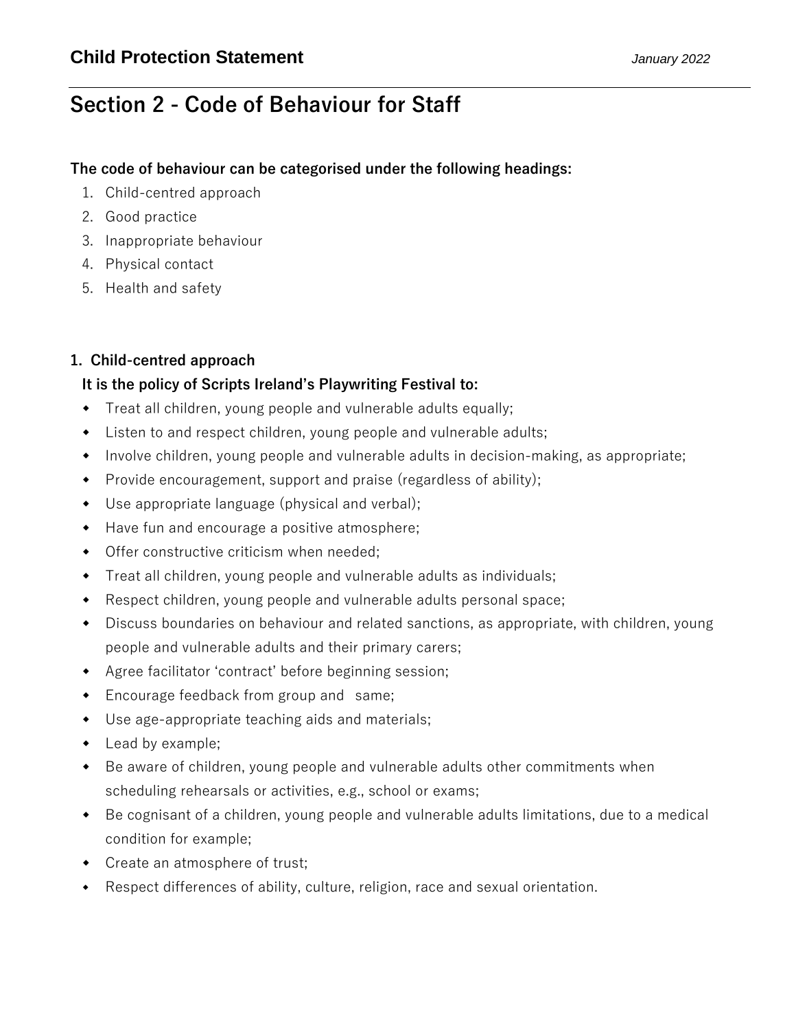# Section 2 - Code of Behaviour for Staff

**The code of behaviour can be categorised under the following headings:**

1. Child-centred approach
2. Good practice
3. Inappropriate behaviour
4. Physical contact
5. Health and safety

## 1. Child-centred approach

**It is the policy of Scripts Ireland's Playwriting Festival to:**

- Treat all children, young people and vulnerable adults equally;
- Listen to and respect children, young people and vulnerable adults;
- Involve children, young people and vulnerable adults in decision-making, as appropriate;
- Provide encouragement, support and praise (regardless of ability);
- Use appropriate language (physical and verbal);
- Have fun and encourage a positive atmosphere;
- Offer constructive criticism when needed;
- Treat all children, young people and vulnerable adults as individuals;
- Respect children, young people and vulnerable adults personal space;
- Discuss boundaries on behaviour and related sanctions, as appropriate, with children, young people and vulnerable adults and their primary carers;
- Agree facilitator 'contract' before beginning session;
- Encourage feedback from group and same;
- Use age-appropriate teaching aids and materials;
- Lead by example;
- Be aware of children, young people and vulnerable adults other commitments when scheduling rehearsals or activities, e.g., school or exams;
- Be cognisant of a children, young people and vulnerable adults limitations, due to a medical condition for example;
- Create an atmosphere of trust;
- Respect differences of ability, culture, religion, race and sexual orientation.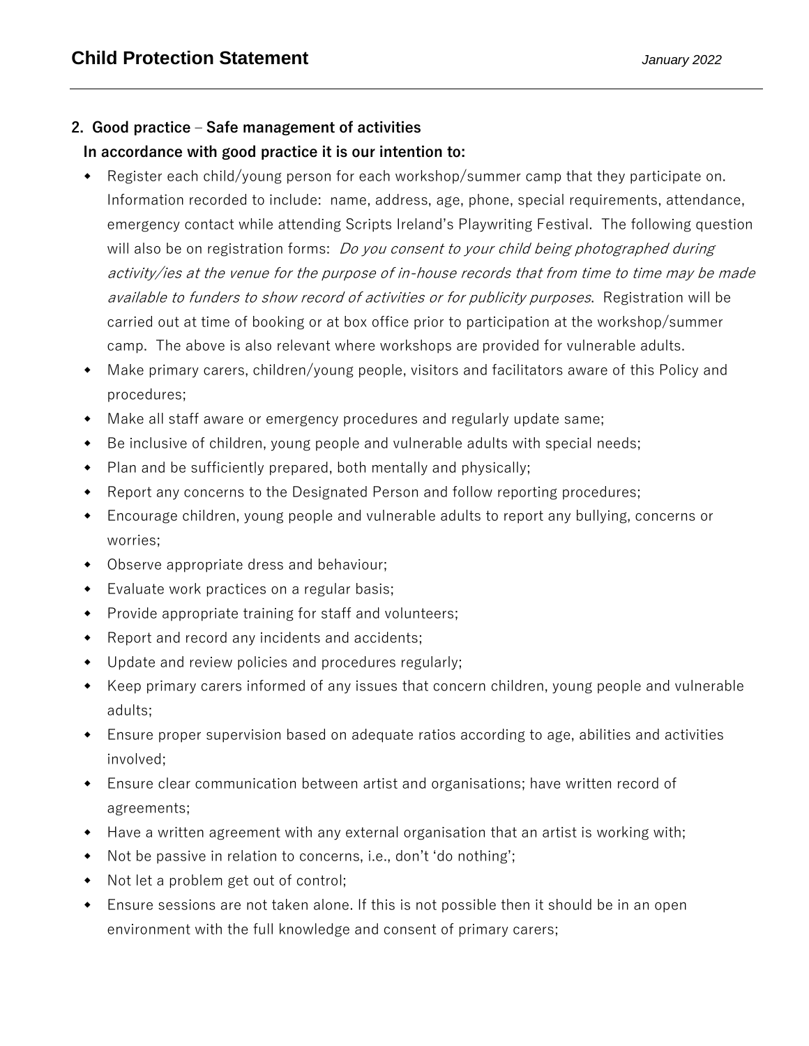## 2. Good practice – Safe management of activities

**In accordance with good practice it is our intention to:**

- Register each child/young person for each workshop/summer camp that they participate on. Information recorded to include: name, address, age, phone, special requirements, attendance, emergency contact while attending Scripts Ireland's Playwriting Festival. The following question will also be on registration forms: *Do you consent to your child being photographed during activity/ies at the venue for the purpose of in-house records that from time to time may be made available to funders to show record of activities or for publicity purposes*. Registration will be carried out at time of booking or at box office prior to participation at the workshop/summer camp. The above is also relevant where workshops are provided for vulnerable adults.
- Make primary carers, children/young people, visitors and facilitators aware of this Policy and procedures;
- Make all staff aware or emergency procedures and regularly update same;
- Be inclusive of children, young people and vulnerable adults with special needs;
- Plan and be sufficiently prepared, both mentally and physically;
- Report any concerns to the Designated Person and follow reporting procedures;
- Encourage children, young people and vulnerable adults to report any bullying, concerns or worries;
- Observe appropriate dress and behaviour;
- Evaluate work practices on a regular basis;
- Provide appropriate training for staff and volunteers;
- Report and record any incidents and accidents;
- Update and review policies and procedures regularly;
- Keep primary carers informed of any issues that concern children, young people and vulnerable adults;
- Ensure proper supervision based on adequate ratios according to age, abilities and activities involved;
- Ensure clear communication between artist and organisations; have written record of agreements;
- Have a written agreement with any external organisation that an artist is working with;
- Not be passive in relation to concerns, i.e., don't 'do nothing';
- Not let a problem get out of control;
- Ensure sessions are not taken alone. If this is not possible then it should be in an open environment with the full knowledge and consent of primary carers;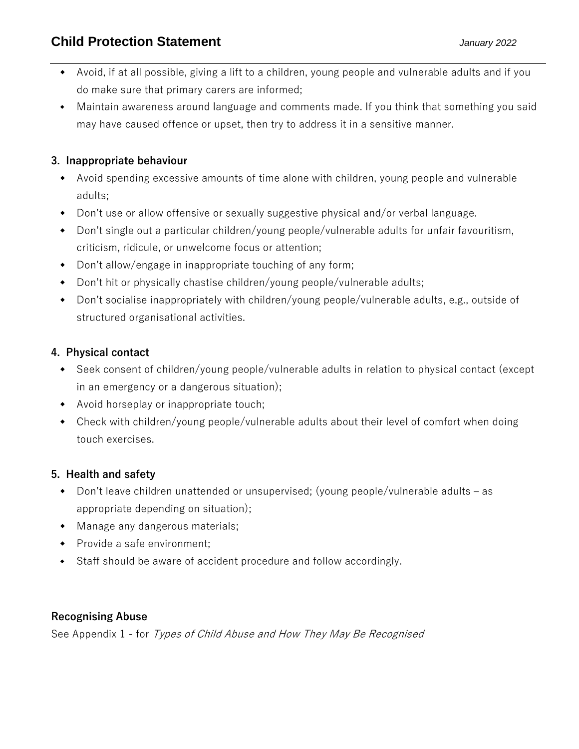- Avoid, if at all possible, giving a lift to a children, young people and vulnerable adults and if you do make sure that primary carers are informed;
- Maintain awareness around language and comments made. If you think that something you said may have caused offence or upset, then try to address it in a sensitive manner.

**3. Inappropriate behaviour**

- Avoid spending excessive amounts of time alone with children, young people and vulnerable adults;
- Don't use or allow offensive or sexually suggestive physical and/or verbal language.
- Don't single out a particular children/young people/vulnerable adults for unfair favouritism, criticism, ridicule, or unwelcome focus or attention;
- Don't allow/engage in inappropriate touching of any form;
- Don't hit or physically chastise children/young people/vulnerable adults;
- Don't socialise inappropriately with children/young people/vulnerable adults, e.g., outside of structured organisational activities.

**4. Physical contact**

- Seek consent of children/young people/vulnerable adults in relation to physical contact (except in an emergency or a dangerous situation);
- Avoid horseplay or inappropriate touch;
- Check with children/young people/vulnerable adults about their level of comfort when doing touch exercises.

**5. Health and safety**

- Don't leave children unattended or unsupervised; (young people/vulnerable adults – as appropriate depending on situation);
- Manage any dangerous materials;
- Provide a safe environment;
- Staff should be aware of accident procedure and follow accordingly.

**Recognising Abuse**

See Appendix 1 - for *Types of Child Abuse and How They May Be Recognised*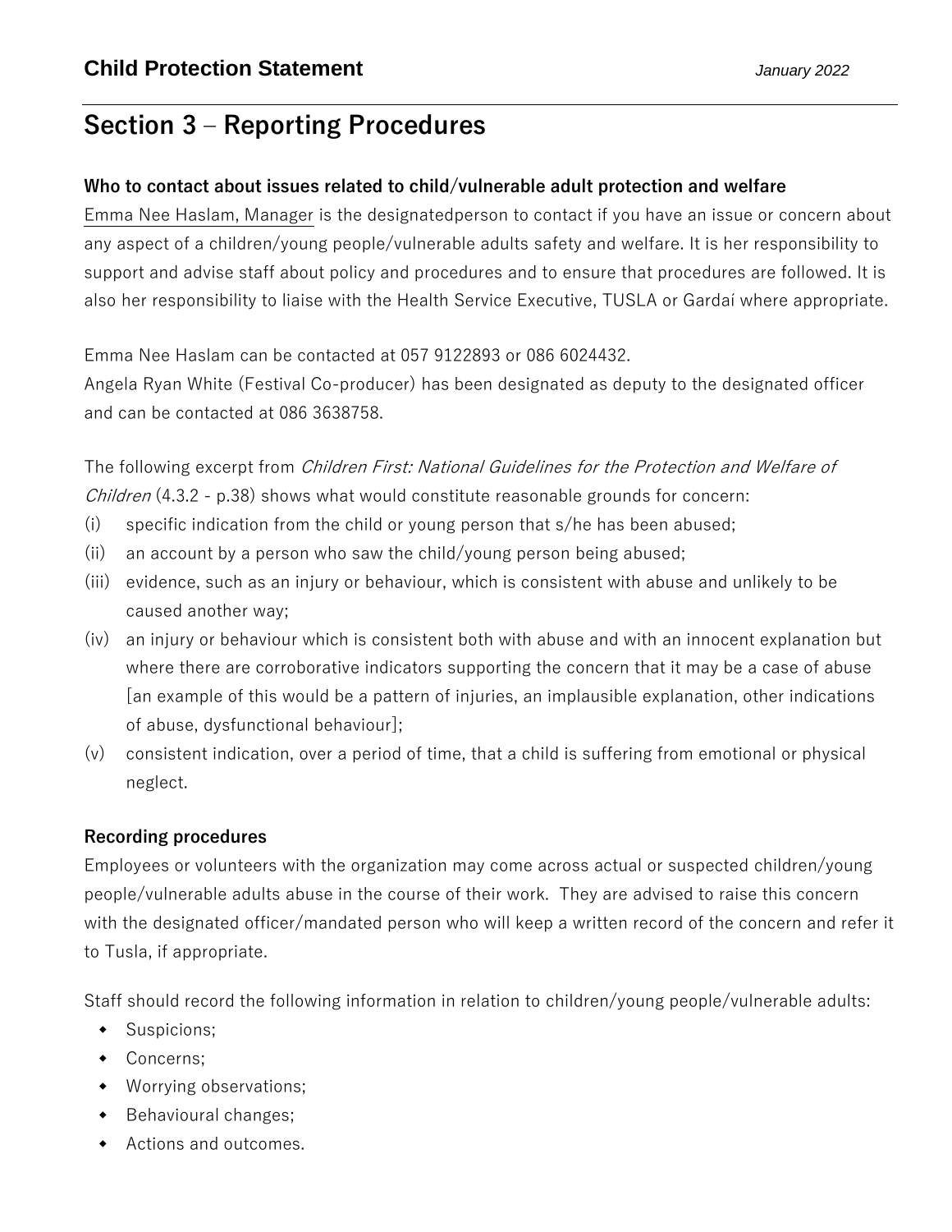## Section 3 – Reporting Procedures

**Who to contact about issues related to child/vulnerable adult protection and welfare**

Emma Nee Haslam, Manager is the designatedperson to contact if you have an issue or concern about any aspect of a children/young people/vulnerable adults safety and welfare. It is her responsibility to support and advise staff about policy and procedures and to ensure that procedures are followed. It is also her responsibility to liaise with the Health Service Executive, TUSLA or Gardaí where appropriate.

Emma Nee Haslam can be contacted at 057 9122893 or 086 6024432.
Angela Ryan White (Festival Co-producer) has been designated as deputy to the designated officer and can be contacted at 086 3638758.

The following excerpt from *Children First: National Guidelines for the Protection and Welfare of Children* (4.3.2 - p.38) shows what would constitute reasonable grounds for concern:

(i) specific indication from the child or young person that s/he has been abused;
(ii) an account by a person who saw the child/young person being abused;
(iii) evidence, such as an injury or behaviour, which is consistent with abuse and unlikely to be caused another way;
(iv) an injury or behaviour which is consistent both with abuse and with an innocent explanation but where there are corroborative indicators supporting the concern that it may be a case of abuse [an example of this would be a pattern of injuries, an implausible explanation, other indications of abuse, dysfunctional behaviour];
(v) consistent indication, over a period of time, that a child is suffering from emotional or physical neglect.

**Recording procedures**

Employees or volunteers with the organization may come across actual or suspected children/young people/vulnerable adults abuse in the course of their work. They are advised to raise this concern with the designated officer/mandated person who will keep a written record of the concern and refer it to Tusla, if appropriate.

Staff should record the following information in relation to children/young people/vulnerable adults:

- Suspicions;
- Concerns;
- Worrying observations;
- Behavioural changes;
- Actions and outcomes.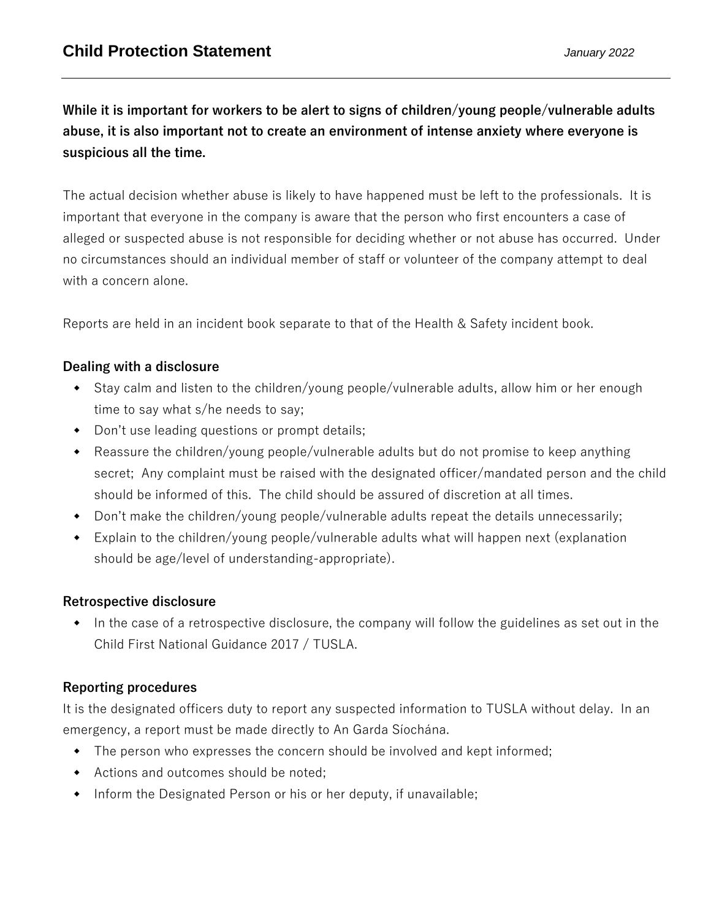## Child Protection Statement

*January 2022*

**While it is important for workers to be alert to signs of children/young people/vulnerable adults abuse, it is also important not to create an environment of intense anxiety where everyone is suspicious all the time.**

The actual decision whether abuse is likely to have happened must be left to the professionals. It is important that everyone in the company is aware that the person who first encounters a case of alleged or suspected abuse is not responsible for deciding whether or not abuse has occurred. Under no circumstances should an individual member of staff or volunteer of the company attempt to deal with a concern alone.

Reports are held in an incident book separate to that of the Health & Safety incident book.

### Dealing with a disclosure

- Stay calm and listen to the children/young people/vulnerable adults, allow him or her enough time to say what s/he needs to say;
- Don't use leading questions or prompt details;
- Reassure the children/young people/vulnerable adults but do not promise to keep anything secret; Any complaint must be raised with the designated officer/mandated person and the child should be informed of this. The child should be assured of discretion at all times.
- Don't make the children/young people/vulnerable adults repeat the details unnecessarily;
- Explain to the children/young people/vulnerable adults what will happen next (explanation should be age/level of understanding-appropriate).

### Retrospective disclosure

- In the case of a retrospective disclosure, the company will follow the guidelines as set out in the Child First National Guidance 2017 / TUSLA.

### Reporting procedures

It is the designated officers duty to report any suspected information to TUSLA without delay. In an emergency, a report must be made directly to An Garda Síochána.

- The person who expresses the concern should be involved and kept informed;
- Actions and outcomes should be noted;
- Inform the Designated Person or his or her deputy, if unavailable;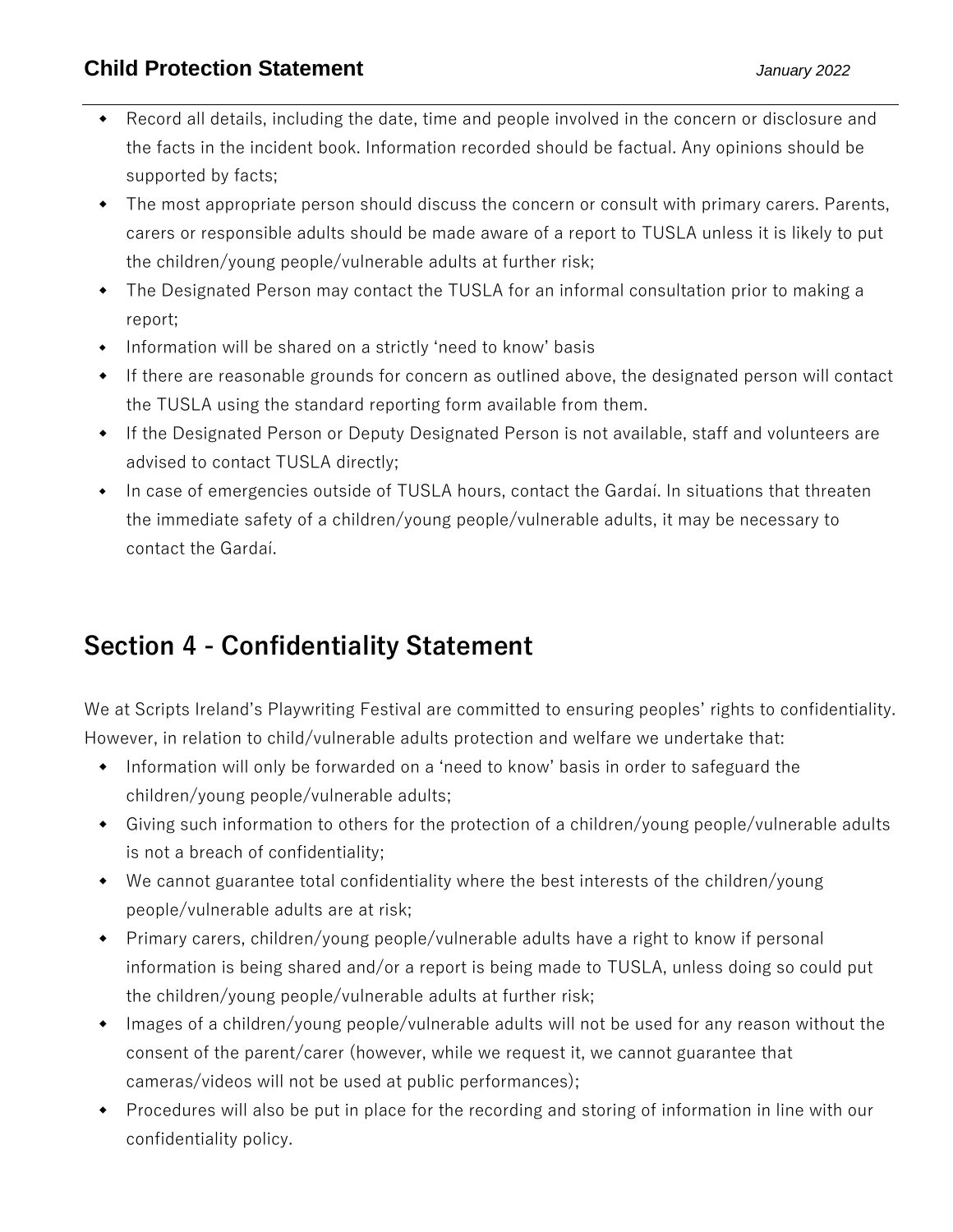- Record all details, including the date, time and people involved in the concern or disclosure and the facts in the incident book. Information recorded should be factual. Any opinions should be supported by facts;
- The most appropriate person should discuss the concern or consult with primary carers. Parents, carers or responsible adults should be made aware of a report to TUSLA unless it is likely to put the children/young people/vulnerable adults at further risk;
- The Designated Person may contact the TUSLA for an informal consultation prior to making a report;
- Information will be shared on a strictly 'need to know' basis
- If there are reasonable grounds for concern as outlined above, the designated person will contact the TUSLA using the standard reporting form available from them.
- If the Designated Person or Deputy Designated Person is not available, staff and volunteers are advised to contact TUSLA directly;
- In case of emergencies outside of TUSLA hours, contact the Gardaí. In situations that threaten the immediate safety of a children/young people/vulnerable adults, it may be necessary to contact the Gardaí.

## Section 4 - Confidentiality Statement

We at Scripts Ireland's Playwriting Festival are committed to ensuring peoples' rights to confidentiality. However, in relation to child/vulnerable adults protection and welfare we undertake that:

- Information will only be forwarded on a 'need to know' basis in order to safeguard the children/young people/vulnerable adults;
- Giving such information to others for the protection of a children/young people/vulnerable adults is not a breach of confidentiality;
- We cannot guarantee total confidentiality where the best interests of the children/young people/vulnerable adults are at risk;
- Primary carers, children/young people/vulnerable adults have a right to know if personal information is being shared and/or a report is being made to TUSLA, unless doing so could put the children/young people/vulnerable adults at further risk;
- Images of a children/young people/vulnerable adults will not be used for any reason without the consent of the parent/carer (however, while we request it, we cannot guarantee that cameras/videos will not be used at public performances);
- Procedures will also be put in place for the recording and storing of information in line with our confidentiality policy.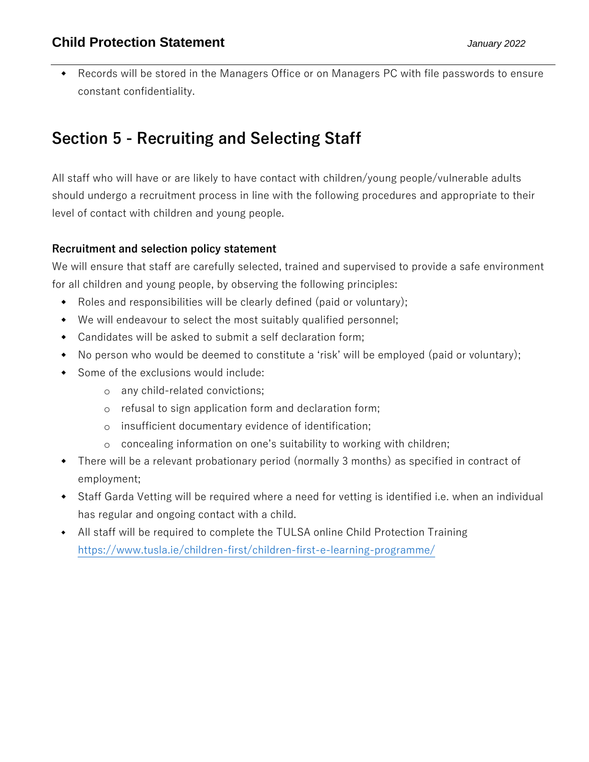- Records will be stored in the Managers Office or on Managers PC with file passwords to ensure constant confidentiality.

## Section 5 - Recruiting and Selecting Staff

All staff who will have or are likely to have contact with children/young people/vulnerable adults should undergo a recruitment process in line with the following procedures and appropriate to their level of contact with children and young people.

**Recruitment and selection policy statement**

We will ensure that staff are carefully selected, trained and supervised to provide a safe environment for all children and young people, by observing the following principles:

- Roles and responsibilities will be clearly defined (paid or voluntary);
- We will endeavour to select the most suitably qualified personnel;
- Candidates will be asked to submit a self declaration form;
- No person who would be deemed to constitute a 'risk' will be employed (paid or voluntary);
- Some of the exclusions would include:
    - any child-related convictions;
    - refusal to sign application form and declaration form;
    - insufficient documentary evidence of identification;
    - concealing information on one's suitability to working with children;
- There will be a relevant probationary period (normally 3 months) as specified in contract of employment;
- Staff Garda Vetting will be required where a need for vetting is identified i.e. when an individual has regular and ongoing contact with a child.
- All staff will be required to complete the TULSA online Child Protection Training https://www.tusla.ie/children-first/children-first-e-learning-programme/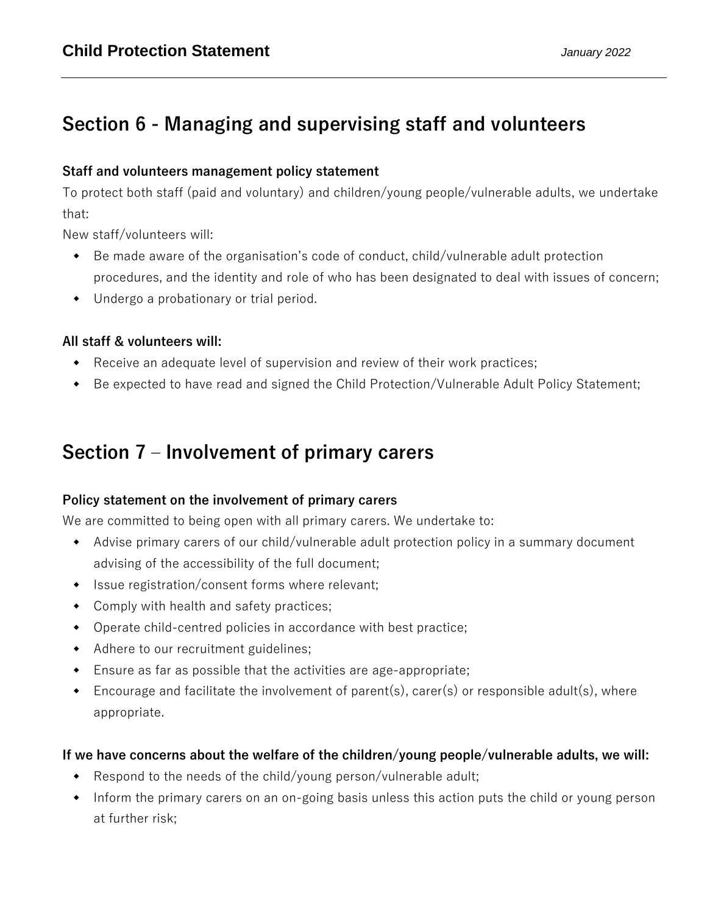## Section 6 - Managing and supervising staff and volunteers

**Staff and volunteers management policy statement**

To protect both staff (paid and voluntary) and children/young people/vulnerable adults, we undertake that:

New staff/volunteers will:

- Be made aware of the organisation's code of conduct, child/vulnerable adult protection procedures, and the identity and role of who has been designated to deal with issues of concern;
- Undergo a probationary or trial period.

**All staff & volunteers will:**

- Receive an adequate level of supervision and review of their work practices;
- Be expected to have read and signed the Child Protection/Vulnerable Adult Policy Statement;

## Section 7 – Involvement of primary carers

**Policy statement on the involvement of primary carers**

We are committed to being open with all primary carers. We undertake to:

- Advise primary carers of our child/vulnerable adult protection policy in a summary document advising of the accessibility of the full document;
- Issue registration/consent forms where relevant;
- Comply with health and safety practices;
- Operate child-centred policies in accordance with best practice;
- Adhere to our recruitment guidelines;
- Ensure as far as possible that the activities are age-appropriate;
- Encourage and facilitate the involvement of parent(s), carer(s) or responsible adult(s), where appropriate.

**If we have concerns about the welfare of the children/young people/vulnerable adults, we will:**

- Respond to the needs of the child/young person/vulnerable adult;
- Inform the primary carers on an on-going basis unless this action puts the child or young person at further risk;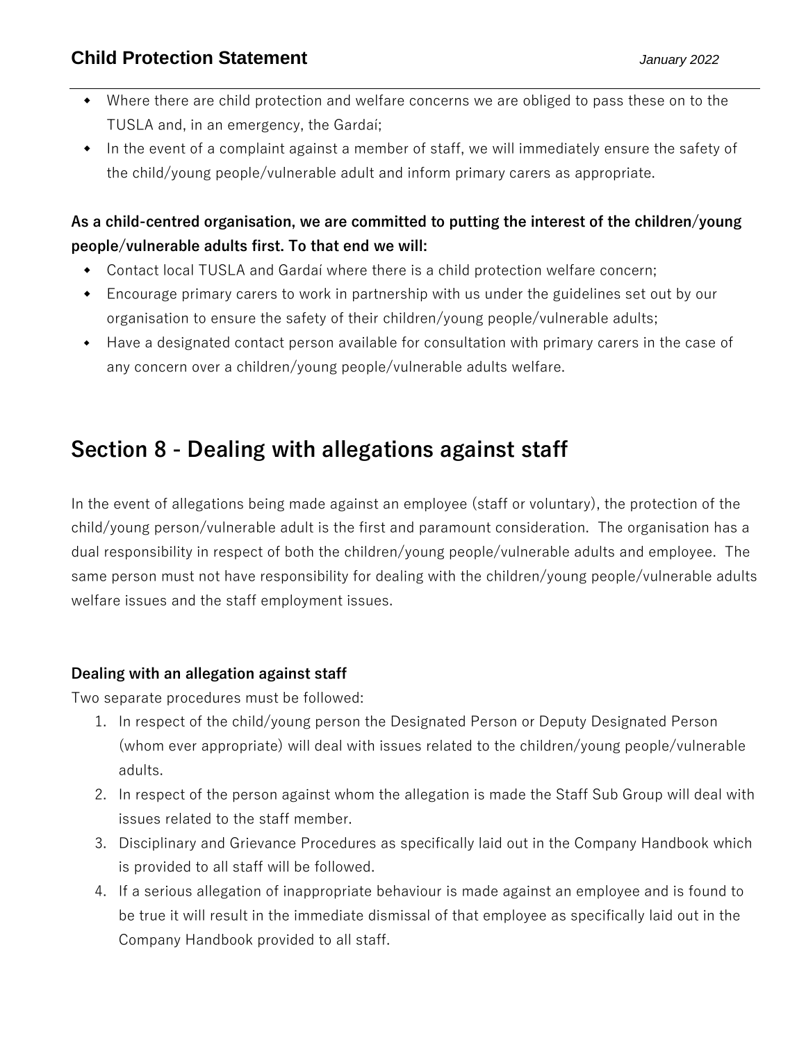- Where there are child protection and welfare concerns we are obliged to pass these on to the TUSLA and, in an emergency, the Gardaí;
- In the event of a complaint against a member of staff, we will immediately ensure the safety of the child/young people/vulnerable adult and inform primary carers as appropriate.

**As a child-centred organisation, we are committed to putting the interest of the children/young people/vulnerable adults first. To that end we will:**

- Contact local TUSLA and Gardaí where there is a child protection welfare concern;
- Encourage primary carers to work in partnership with us under the guidelines set out by our organisation to ensure the safety of their children/young people/vulnerable adults;
- Have a designated contact person available for consultation with primary carers in the case of any concern over a children/young people/vulnerable adults welfare.

## Section 8 - Dealing with allegations against staff

In the event of allegations being made against an employee (staff or voluntary), the protection of the child/young person/vulnerable adult is the first and paramount consideration. The organisation has a dual responsibility in respect of both the children/young people/vulnerable adults and employee. The same person must not have responsibility for dealing with the children/young people/vulnerable adults welfare issues and the staff employment issues.

**Dealing with an allegation against staff**

Two separate procedures must be followed:

1. In respect of the child/young person the Designated Person or Deputy Designated Person (whom ever appropriate) will deal with issues related to the children/young people/vulnerable adults.
2. In respect of the person against whom the allegation is made the Staff Sub Group will deal with issues related to the staff member.
3. Disciplinary and Grievance Procedures as specifically laid out in the Company Handbook which is provided to all staff will be followed.
4. If a serious allegation of inappropriate behaviour is made against an employee and is found to be true it will result in the immediate dismissal of that employee as specifically laid out in the Company Handbook provided to all staff.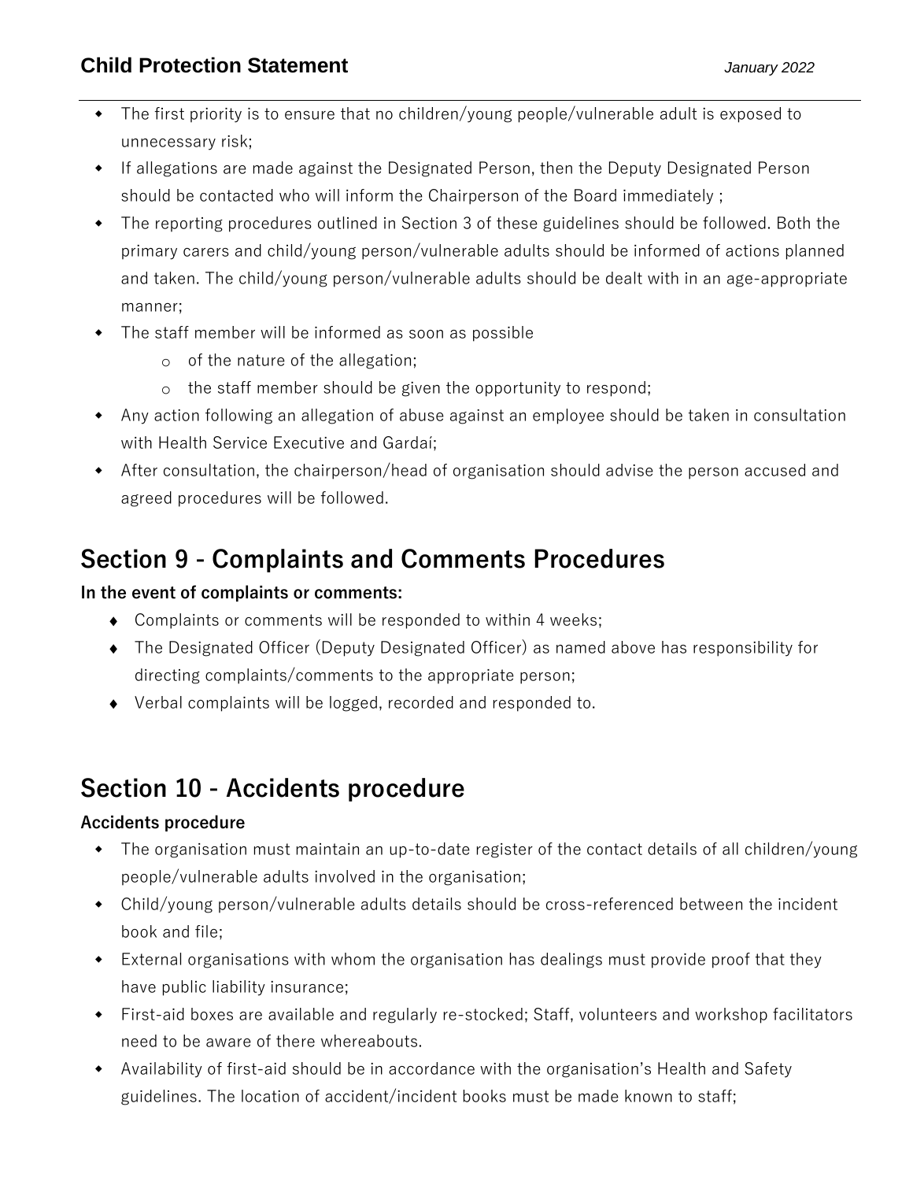- The first priority is to ensure that no children/young people/vulnerable adult is exposed to unnecessary risk;
- If allegations are made against the Designated Person, then the Deputy Designated Person should be contacted who will inform the Chairperson of the Board immediately ;
- The reporting procedures outlined in Section 3 of these guidelines should be followed. Both the primary carers and child/young person/vulnerable adults should be informed of actions planned and taken. The child/young person/vulnerable adults should be dealt with in an age-appropriate manner;
- The staff member will be informed as soon as possible
  - of the nature of the allegation;
  - the staff member should be given the opportunity to respond;
- Any action following an allegation of abuse against an employee should be taken in consultation with Health Service Executive and Gardaí;
- After consultation, the chairperson/head of organisation should advise the person accused and agreed procedures will be followed.

# Section 9 - Complaints and Comments Procedures

**In the event of complaints or comments:**

- Complaints or comments will be responded to within 4 weeks;
- The Designated Officer (Deputy Designated Officer) as named above has responsibility for directing complaints/comments to the appropriate person;
- Verbal complaints will be logged, recorded and responded to.

# Section 10 - Accidents procedure

**Accidents procedure**

- The organisation must maintain an up-to-date register of the contact details of all children/young people/vulnerable adults involved in the organisation;
- Child/young person/vulnerable adults details should be cross-referenced between the incident book and file;
- External organisations with whom the organisation has dealings must provide proof that they have public liability insurance;
- First-aid boxes are available and regularly re-stocked; Staff, volunteers and workshop facilitators need to be aware of there whereabouts.
- Availability of first-aid should be in accordance with the organisation's Health and Safety guidelines. The location of accident/incident books must be made known to staff;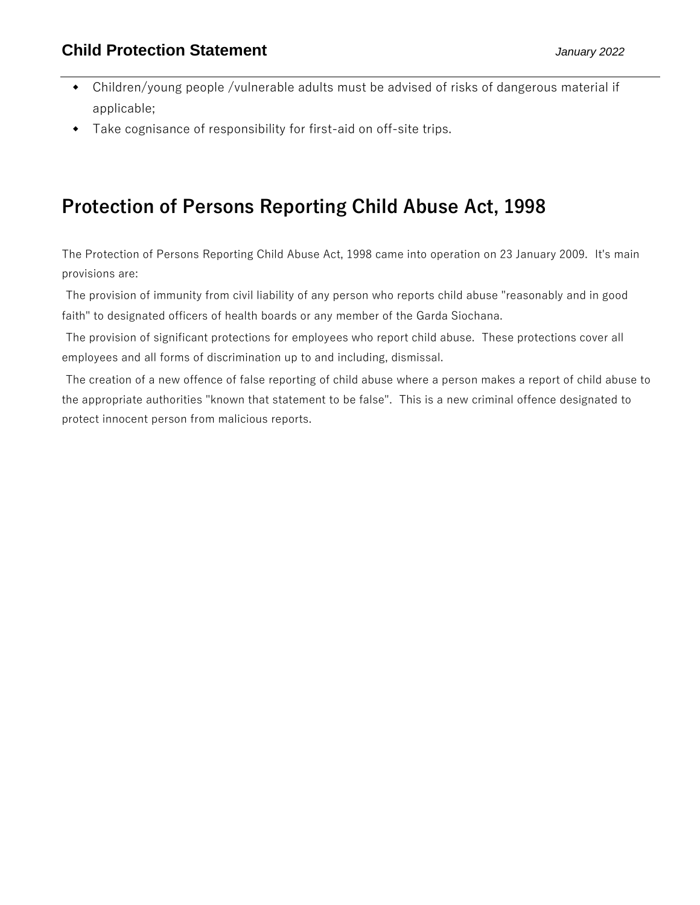- Children/young people /vulnerable adults must be advised of risks of dangerous material if applicable;
- Take cognisance of responsibility for first-aid on off-site trips.

## Protection of Persons Reporting Child Abuse Act, 1998

The Protection of Persons Reporting Child Abuse Act, 1998 came into operation on 23 January 2009. It's main provisions are:

The provision of immunity from civil liability of any person who reports child abuse "reasonably and in good faith" to designated officers of health boards or any member of the Garda Siochana.

The provision of significant protections for employees who report child abuse. These protections cover all employees and all forms of discrimination up to and including, dismissal.

The creation of a new offence of false reporting of child abuse where a person makes a report of child abuse to the appropriate authorities "known that statement to be false". This is a new criminal offence designated to protect innocent person from malicious reports.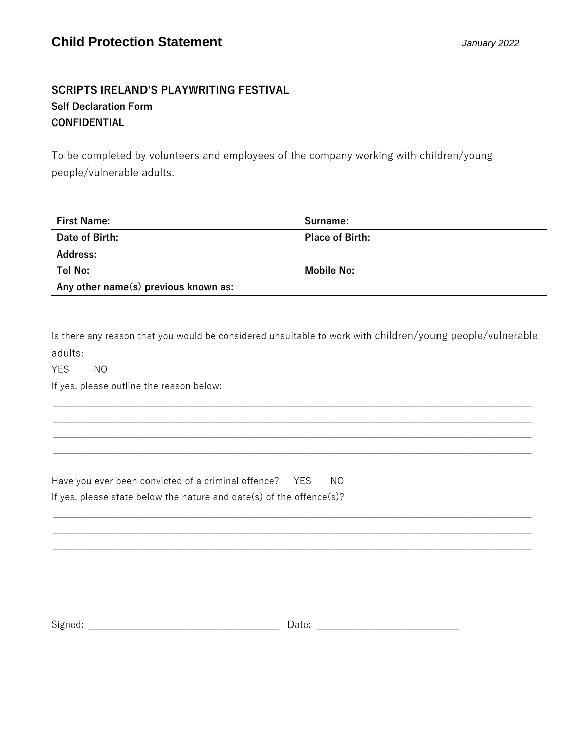**SCRIPTS IRELAND'S PLAYWRITING FESTIVAL**

**Self Declaration Form**

**CONFIDENTIAL**

To be completed by volunteers and employees of the company working with children/young people/vulnerable adults.

| **First Name:** | **Surname:** |
|---|---|
| **Date of Birth:** | **Place of Birth:** |
| **Address:** | |
| **Tel No:** | **Mobile No:** |
| **Any other name(s) previous known as:** | |

Is there any reason that you would be considered unsuitable to work with children/young people/vulnerable adults:

YES NO

If yes, please outline the reason below:

______________________________________________________________________________

______________________________________________________________________________

______________________________________________________________________________

______________________________________________________________________________

Have you ever been convicted of a criminal offence? YES NO

If yes, please state below the nature and date(s) of the offence(s)?

______________________________________________________________________________

______________________________________________________________________________

______________________________________________________________________________

Signed: ________________________________ Date: ________________________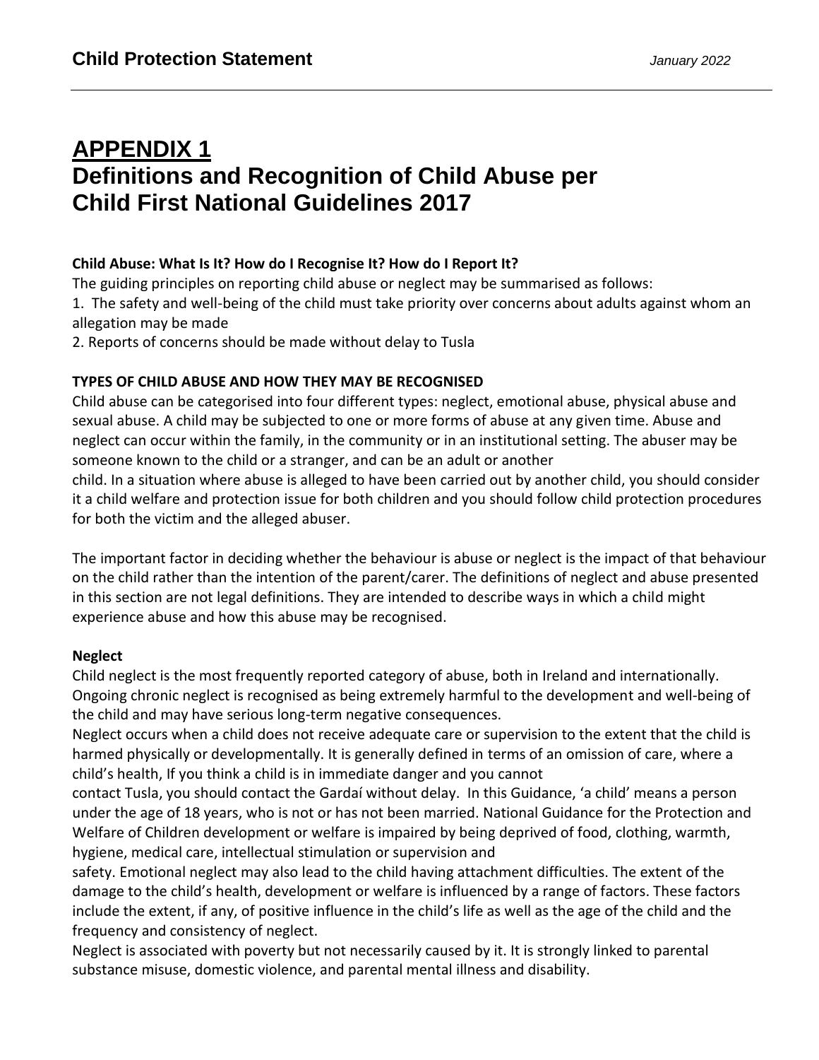# APPENDIX 1
# Definitions and Recognition of Child Abuse per Child First National Guidelines 2017

**Child Abuse: What Is It? How do I Recognise It? How do I Report It?**

The guiding principles on reporting child abuse or neglect may be summarised as follows:

1. The safety and well-being of the child must take priority over concerns about adults against whom an allegation may be made
2. Reports of concerns should be made without delay to Tusla

**TYPES OF CHILD ABUSE AND HOW THEY MAY BE RECOGNISED**

Child abuse can be categorised into four different types: neglect, emotional abuse, physical abuse and sexual abuse. A child may be subjected to one or more forms of abuse at any given time. Abuse and neglect can occur within the family, in the community or in an institutional setting. The abuser may be someone known to the child or a stranger, and can be an adult or another child. In a situation where abuse is alleged to have been carried out by another child, you should consider it a child welfare and protection issue for both children and you should follow child protection procedures for both the victim and the alleged abuser.

The important factor in deciding whether the behaviour is abuse or neglect is the impact of that behaviour on the child rather than the intention of the parent/carer. The definitions of neglect and abuse presented in this section are not legal definitions. They are intended to describe ways in which a child might experience abuse and how this abuse may be recognised.

**Neglect**

Child neglect is the most frequently reported category of abuse, both in Ireland and internationally. Ongoing chronic neglect is recognised as being extremely harmful to the development and well-being of the child and may have serious long-term negative consequences.

Neglect occurs when a child does not receive adequate care or supervision to the extent that the child is harmed physically or developmentally. It is generally defined in terms of an omission of care, where a child's health, If you think a child is in immediate danger and you cannot contact Tusla, you should contact the Gardaí without delay. In this Guidance, 'a child' means a person under the age of 18 years, who is not or has not been married. National Guidance for the Protection and Welfare of Children development or welfare is impaired by being deprived of food, clothing, warmth, hygiene, medical care, intellectual stimulation or supervision and safety. Emotional neglect may also lead to the child having attachment difficulties. The extent of the damage to the child's health, development or welfare is influenced by a range of factors. These factors include the extent, if any, of positive influence in the child's life as well as the age of the child and the frequency and consistency of neglect.

Neglect is associated with poverty but not necessarily caused by it. It is strongly linked to parental substance misuse, domestic violence, and parental mental illness and disability.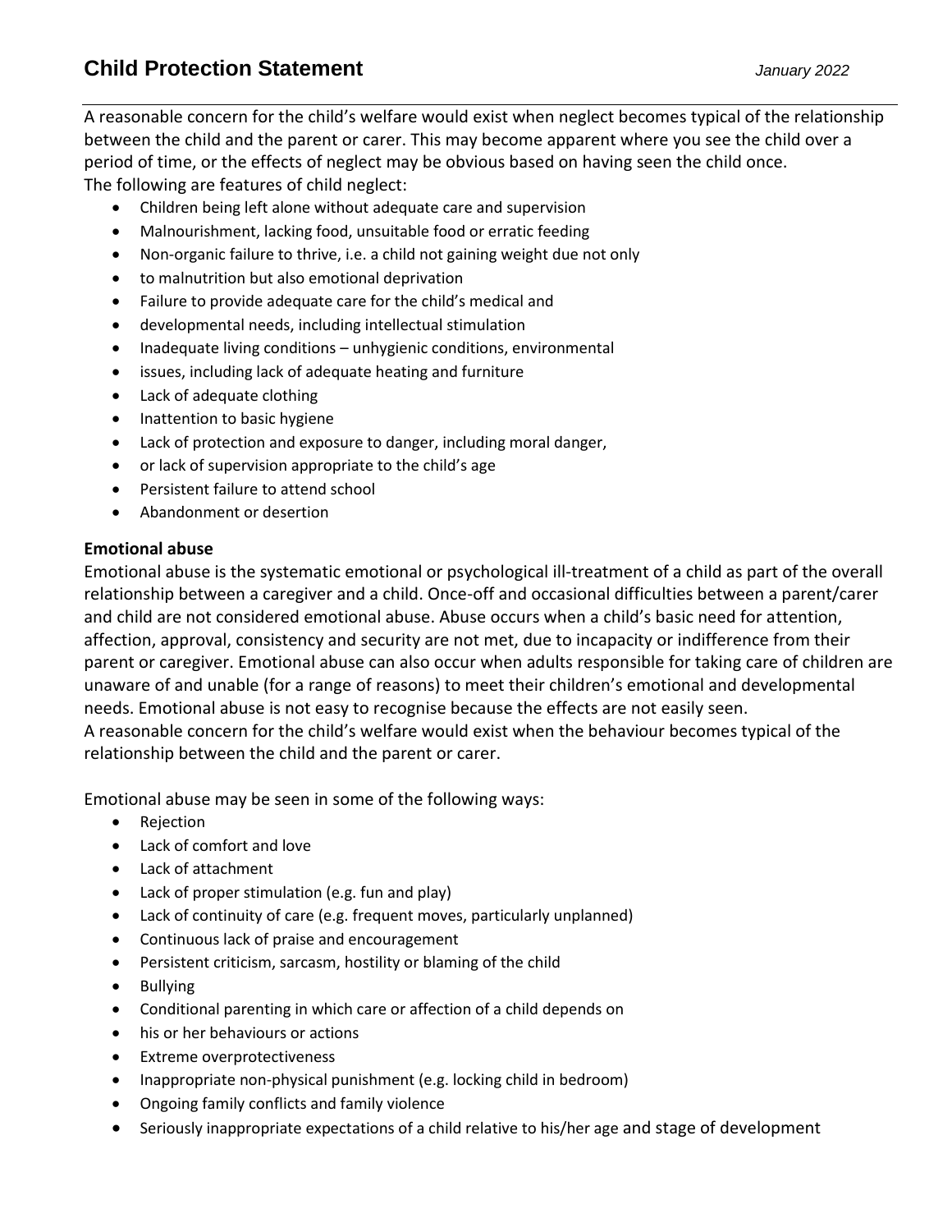A reasonable concern for the child's welfare would exist when neglect becomes typical of the relationship between the child and the parent or carer. This may become apparent where you see the child over a period of time, or the effects of neglect may be obvious based on having seen the child once.
The following are features of child neglect:

- Children being left alone without adequate care and supervision
- Malnourishment, lacking food, unsuitable food or erratic feeding
- Non-organic failure to thrive, i.e. a child not gaining weight due not only
- to malnutrition but also emotional deprivation
- Failure to provide adequate care for the child's medical and
- developmental needs, including intellectual stimulation
- Inadequate living conditions – unhygienic conditions, environmental
- issues, including lack of adequate heating and furniture
- Lack of adequate clothing
- Inattention to basic hygiene
- Lack of protection and exposure to danger, including moral danger,
- or lack of supervision appropriate to the child's age
- Persistent failure to attend school
- Abandonment or desertion

**Emotional abuse**

Emotional abuse is the systematic emotional or psychological ill-treatment of a child as part of the overall relationship between a caregiver and a child. Once-off and occasional difficulties between a parent/carer and child are not considered emotional abuse. Abuse occurs when a child's basic need for attention, affection, approval, consistency and security are not met, due to incapacity or indifference from their parent or caregiver. Emotional abuse can also occur when adults responsible for taking care of children are unaware of and unable (for a range of reasons) to meet their children's emotional and developmental needs. Emotional abuse is not easy to recognise because the effects are not easily seen.
A reasonable concern for the child's welfare would exist when the behaviour becomes typical of the relationship between the child and the parent or carer.

Emotional abuse may be seen in some of the following ways:

- Rejection
- Lack of comfort and love
- Lack of attachment
- Lack of proper stimulation (e.g. fun and play)
- Lack of continuity of care (e.g. frequent moves, particularly unplanned)
- Continuous lack of praise and encouragement
- Persistent criticism, sarcasm, hostility or blaming of the child
- Bullying
- Conditional parenting in which care or affection of a child depends on
- his or her behaviours or actions
- Extreme overprotectiveness
- Inappropriate non-physical punishment (e.g. locking child in bedroom)
- Ongoing family conflicts and family violence
- Seriously inappropriate expectations of a child relative to his/her age and stage of development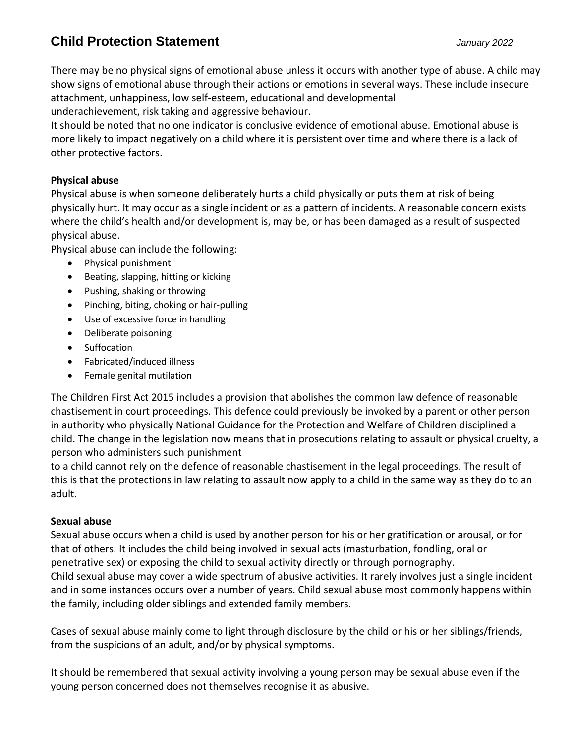There may be no physical signs of emotional abuse unless it occurs with another type of abuse. A child may show signs of emotional abuse through their actions or emotions in several ways. These include insecure attachment, unhappiness, low self-esteem, educational and developmental underachievement, risk taking and aggressive behaviour.
It should be noted that no one indicator is conclusive evidence of emotional abuse. Emotional abuse is more likely to impact negatively on a child where it is persistent over time and where there is a lack of other protective factors.

**Physical abuse**
Physical abuse is when someone deliberately hurts a child physically or puts them at risk of being physically hurt. It may occur as a single incident or as a pattern of incidents. A reasonable concern exists where the child's health and/or development is, may be, or has been damaged as a result of suspected physical abuse.
Physical abuse can include the following:

- Physical punishment
- Beating, slapping, hitting or kicking
- Pushing, shaking or throwing
- Pinching, biting, choking or hair-pulling
- Use of excessive force in handling
- Deliberate poisoning
- Suffocation
- Fabricated/induced illness
- Female genital mutilation

The Children First Act 2015 includes a provision that abolishes the common law defence of reasonable chastisement in court proceedings. This defence could previously be invoked by a parent or other person in authority who physically National Guidance for the Protection and Welfare of Children disciplined a child. The change in the legislation now means that in prosecutions relating to assault or physical cruelty, a person who administers such punishment
to a child cannot rely on the defence of reasonable chastisement in the legal proceedings. The result of this is that the protections in law relating to assault now apply to a child in the same way as they do to an adult.

**Sexual abuse**
Sexual abuse occurs when a child is used by another person for his or her gratification or arousal, or for that of others. It includes the child being involved in sexual acts (masturbation, fondling, oral or penetrative sex) or exposing the child to sexual activity directly or through pornography.
Child sexual abuse may cover a wide spectrum of abusive activities. It rarely involves just a single incident and in some instances occurs over a number of years. Child sexual abuse most commonly happens within the family, including older siblings and extended family members.

Cases of sexual abuse mainly come to light through disclosure by the child or his or her siblings/friends, from the suspicions of an adult, and/or by physical symptoms.

It should be remembered that sexual activity involving a young person may be sexual abuse even if the young person concerned does not themselves recognise it as abusive.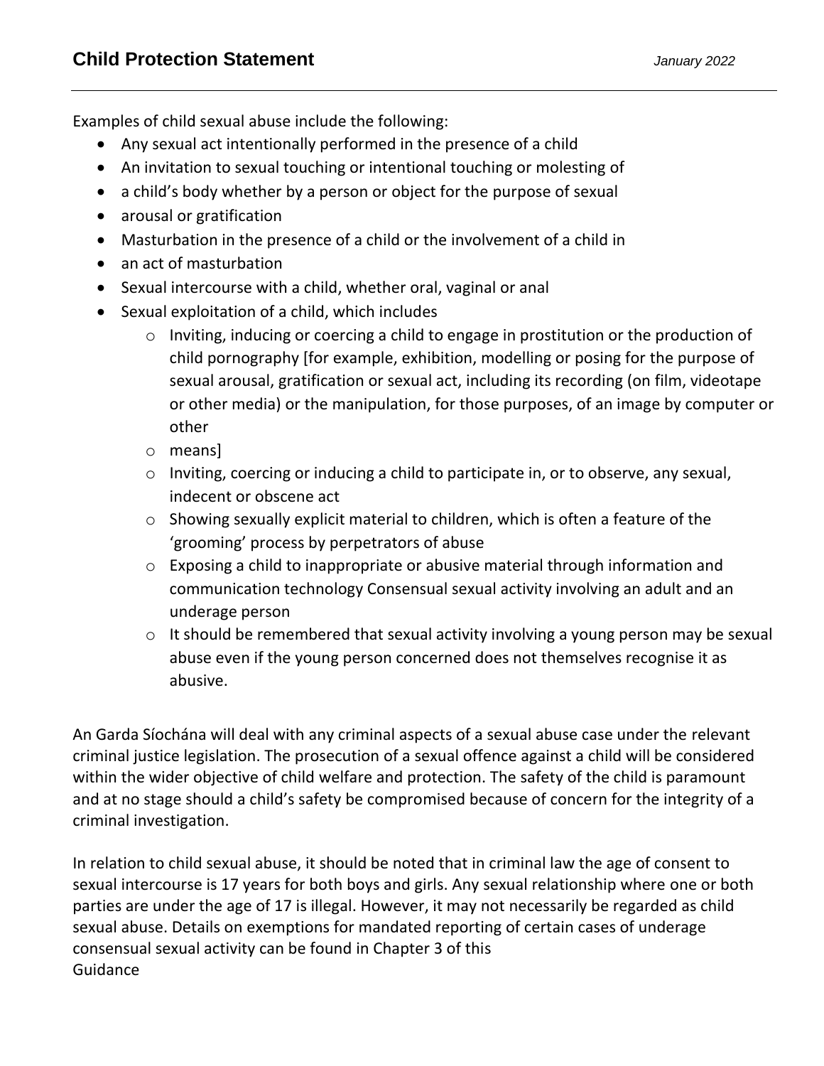Examples of child sexual abuse include the following:

- Any sexual act intentionally performed in the presence of a child
- An invitation to sexual touching or intentional touching or molesting of
- a child's body whether by a person or object for the purpose of sexual
- arousal or gratification
- Masturbation in the presence of a child or the involvement of a child in
- an act of masturbation
- Sexual intercourse with a child, whether oral, vaginal or anal
- Sexual exploitation of a child, which includes
  - Inviting, inducing or coercing a child to engage in prostitution or the production of child pornography [for example, exhibition, modelling or posing for the purpose of sexual arousal, gratification or sexual act, including its recording (on film, videotape or other media) or the manipulation, for those purposes, of an image by computer or other
  - means]
  - Inviting, coercing or inducing a child to participate in, or to observe, any sexual, indecent or obscene act
  - Showing sexually explicit material to children, which is often a feature of the 'grooming' process by perpetrators of abuse
  - Exposing a child to inappropriate or abusive material through information and communication technology Consensual sexual activity involving an adult and an underage person
  - It should be remembered that sexual activity involving a young person may be sexual abuse even if the young person concerned does not themselves recognise it as abusive.

An Garda Síochána will deal with any criminal aspects of a sexual abuse case under the relevant criminal justice legislation. The prosecution of a sexual offence against a child will be considered within the wider objective of child welfare and protection. The safety of the child is paramount and at no stage should a child's safety be compromised because of concern for the integrity of a criminal investigation.

In relation to child sexual abuse, it should be noted that in criminal law the age of consent to sexual intercourse is 17 years for both boys and girls. Any sexual relationship where one or both parties are under the age of 17 is illegal. However, it may not necessarily be regarded as child sexual abuse. Details on exemptions for mandated reporting of certain cases of underage consensual sexual activity can be found in Chapter 3 of this
Guidance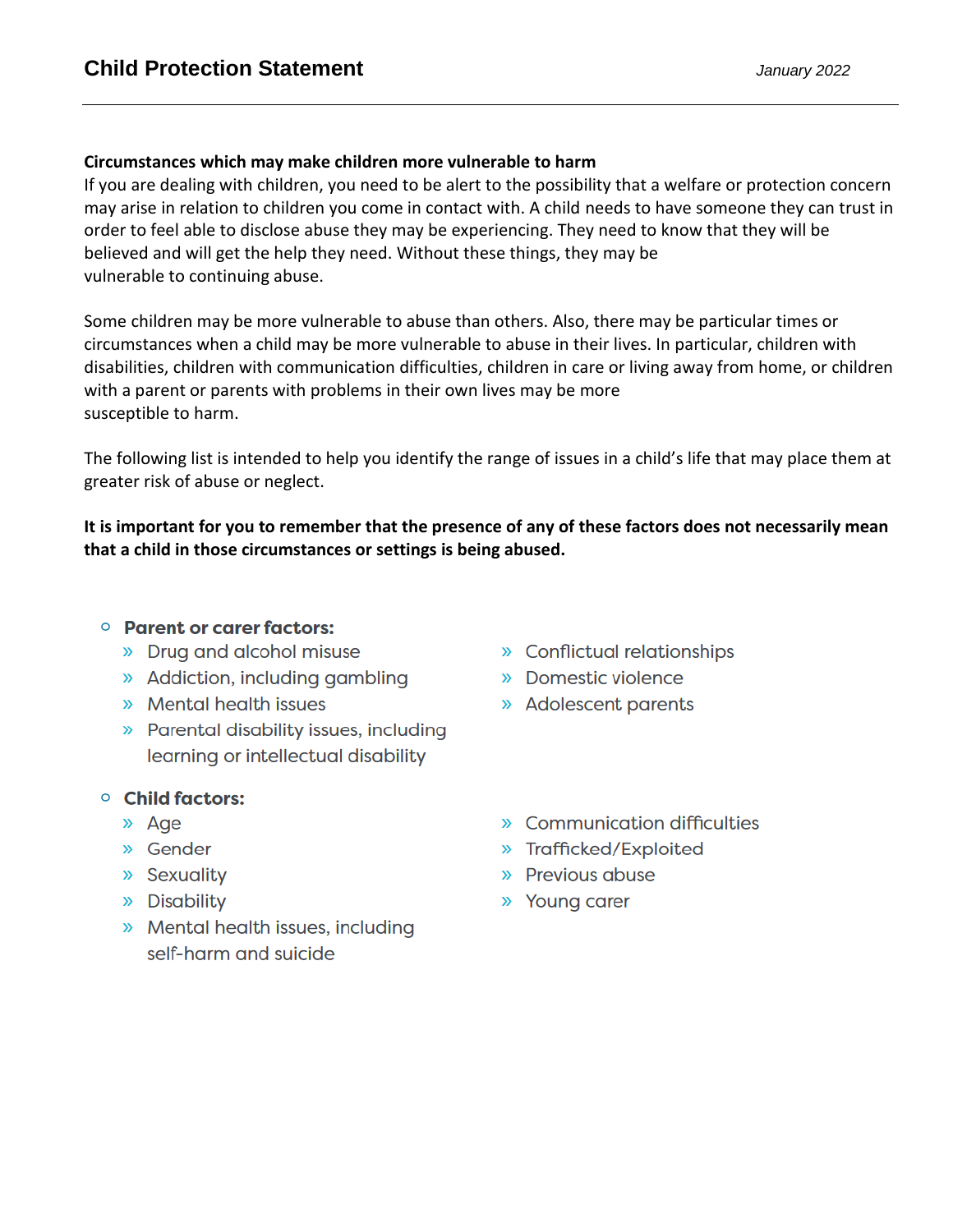### Circumstances which may make children more vulnerable to harm

If you are dealing with children, you need to be alert to the possibility that a welfare or protection concern may arise in relation to children you come in contact with. A child needs to have someone they can trust in order to feel able to disclose abuse they may be experiencing. They need to know that they will be believed and will get the help they need. Without these things, they may be vulnerable to continuing abuse.

Some children may be more vulnerable to abuse than others. Also, there may be particular times or circumstances when a child may be more vulnerable to abuse in their lives. In particular, children with disabilities, children with communication difficulties, children in care or living away from home, or children with a parent or parents with problems in their own lives may be more susceptible to harm.

The following list is intended to help you identify the range of issues in a child's life that may place them at greater risk of abuse or neglect.

**It is important for you to remember that the presence of any of these factors does not necessarily mean that a child in those circumstances or settings is being abused.**

- **Parent or carer factors:**
  - Drug and alcohol misuse
  - Addiction, including gambling
  - Mental health issues
  - Parental disability issues, including learning or intellectual disability
  - Conflictual relationships
  - Domestic violence
  - Adolescent parents
- **Child factors:**
  - Age
  - Gender
  - Sexuality
  - Disability
  - Mental health issues, including self-harm and suicide
  - Communication difficulties
  - Trafficked/Exploited
  - Previous abuse
  - Young carer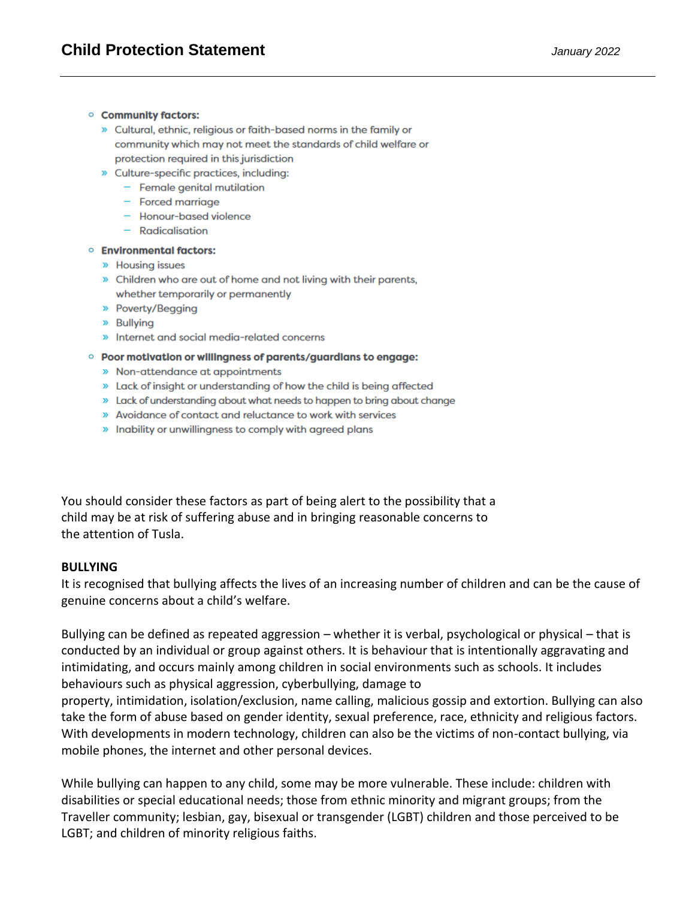- **Community factors:**
  - Cultural, ethnic, religious or faith-based norms in the family or community which may not meet the standards of child welfare or protection required in this jurisdiction
  - Culture-specific practices, including:
    - Female genital mutilation
    - Forced marriage
    - Honour-based violence
    - Radicalisation
- **Environmental factors:**
  - Housing issues
  - Children who are out of home and not living with their parents, whether temporarily or permanently
  - Poverty/Begging
  - Bullying
  - Internet and social media-related concerns
- **Poor motivation or willingness of parents/guardians to engage:**
  - Non-attendance at appointments
  - Lack of insight or understanding of how the child is being affected
  - Lack of understanding about what needs to happen to bring about change
  - Avoidance of contact and reluctance to work with services
  - Inability or unwillingness to comply with agreed plans

You should consider these factors as part of being alert to the possibility that a child may be at risk of suffering abuse and in bringing reasonable concerns to the attention of Tusla.

**BULLYING**

It is recognised that bullying affects the lives of an increasing number of children and can be the cause of genuine concerns about a child's welfare.

Bullying can be defined as repeated aggression – whether it is verbal, psychological or physical – that is conducted by an individual or group against others. It is behaviour that is intentionally aggravating and intimidating, and occurs mainly among children in social environments such as schools. It includes behaviours such as physical aggression, cyberbullying, damage to property, intimidation, isolation/exclusion, name calling, malicious gossip and extortion. Bullying can also take the form of abuse based on gender identity, sexual preference, race, ethnicity and religious factors. With developments in modern technology, children can also be the victims of non-contact bullying, via mobile phones, the internet and other personal devices.

While bullying can happen to any child, some may be more vulnerable. These include: children with disabilities or special educational needs; those from ethnic minority and migrant groups; from the Traveller community; lesbian, gay, bisexual or transgender (LGBT) children and those perceived to be LGBT; and children of minority religious faiths.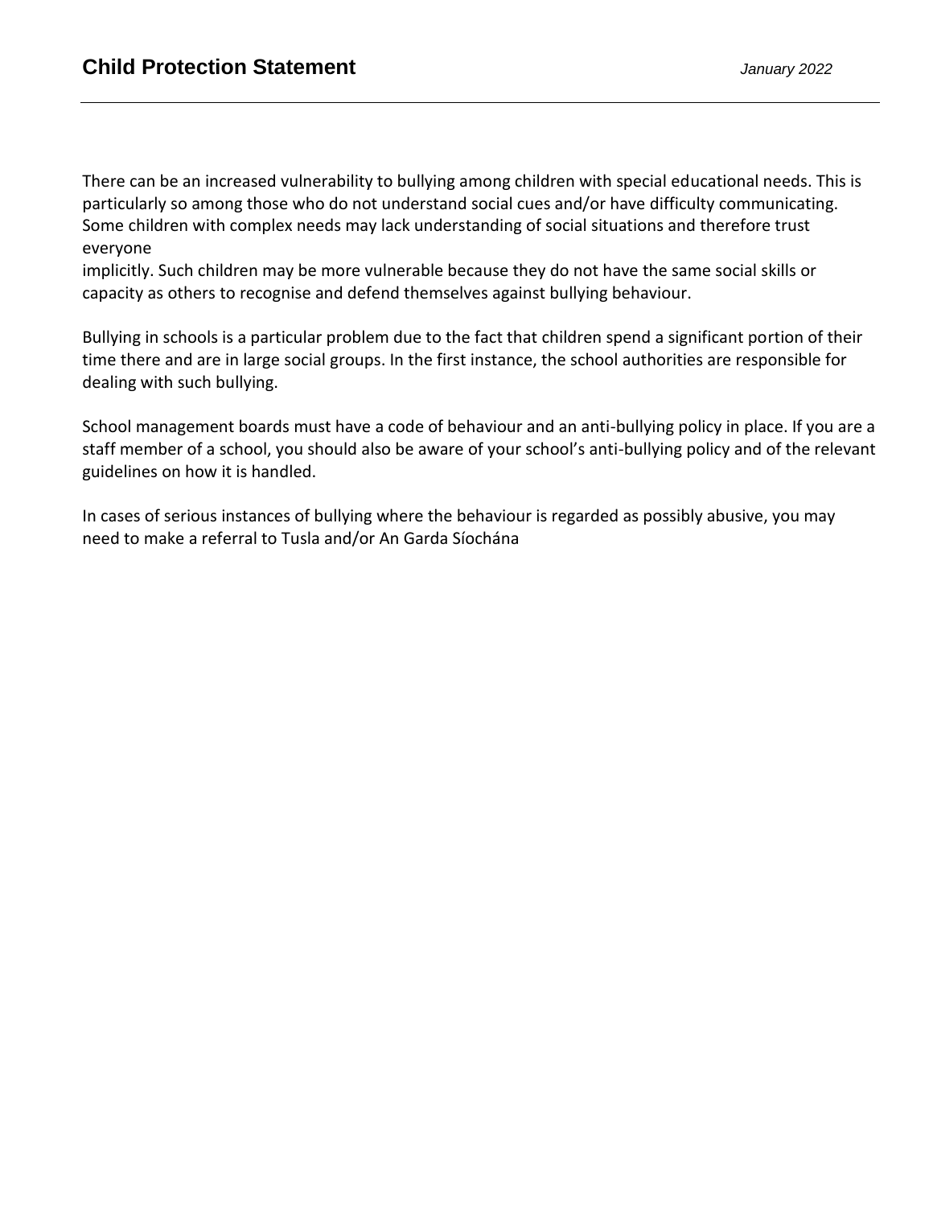There can be an increased vulnerability to bullying among children with special educational needs. This is particularly so among those who do not understand social cues and/or have difficulty communicating. Some children with complex needs may lack understanding of social situations and therefore trust everyone implicitly. Such children may be more vulnerable because they do not have the same social skills or capacity as others to recognise and defend themselves against bullying behaviour.

Bullying in schools is a particular problem due to the fact that children spend a significant portion of their time there and are in large social groups. In the first instance, the school authorities are responsible for dealing with such bullying.

School management boards must have a code of behaviour and an anti-bullying policy in place. If you are a staff member of a school, you should also be aware of your school's anti-bullying policy and of the relevant guidelines on how it is handled.

In cases of serious instances of bullying where the behaviour is regarded as possibly abusive, you may need to make a referral to Tusla and/or An Garda Síochána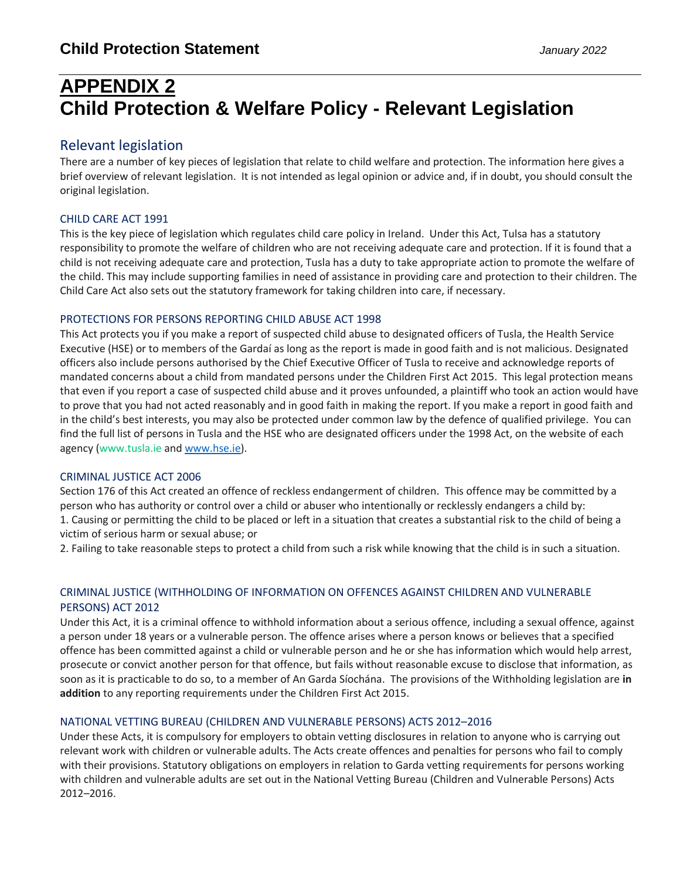# APPENDIX 2

# Child Protection & Welfare Policy - Relevant Legislation

## Relevant legislation

There are a number of key pieces of legislation that relate to child welfare and protection. The information here gives a brief overview of relevant legislation. It is not intended as legal opinion or advice and, if in doubt, you should consult the original legislation.

### CHILD CARE ACT 1991

This is the key piece of legislation which regulates child care policy in Ireland. Under this Act, Tulsa has a statutory responsibility to promote the welfare of children who are not receiving adequate care and protection. If it is found that a child is not receiving adequate care and protection, Tusla has a duty to take appropriate action to promote the welfare of the child. This may include supporting families in need of assistance in providing care and protection to their children. The Child Care Act also sets out the statutory framework for taking children into care, if necessary.

### PROTECTIONS FOR PERSONS REPORTING CHILD ABUSE ACT 1998

This Act protects you if you make a report of suspected child abuse to designated officers of Tusla, the Health Service Executive (HSE) or to members of the Gardaí as long as the report is made in good faith and is not malicious. Designated officers also include persons authorised by the Chief Executive Officer of Tusla to receive and acknowledge reports of mandated concerns about a child from mandated persons under the Children First Act 2015. This legal protection means that even if you report a case of suspected child abuse and it proves unfounded, a plaintiff who took an action would have to prove that you had not acted reasonably and in good faith in making the report. If you make a report in good faith and in the child's best interests, you may also be protected under common law by the defence of qualified privilege. You can find the full list of persons in Tusla and the HSE who are designated officers under the 1998 Act, on the website of each agency (www.tusla.ie and www.hse.ie).

### CRIMINAL JUSTICE ACT 2006

Section 176 of this Act created an offence of reckless endangerment of children. This offence may be committed by a person who has authority or control over a child or abuser who intentionally or recklessly endangers a child by:

1. Causing or permitting the child to be placed or left in a situation that creates a substantial risk to the child of being a victim of serious harm or sexual abuse; or
2. Failing to take reasonable steps to protect a child from such a risk while knowing that the child is in such a situation.

### CRIMINAL JUSTICE (WITHHOLDING OF INFORMATION ON OFFENCES AGAINST CHILDREN AND VULNERABLE PERSONS) ACT 2012

Under this Act, it is a criminal offence to withhold information about a serious offence, including a sexual offence, against a person under 18 years or a vulnerable person. The offence arises where a person knows or believes that a specified offence has been committed against a child or vulnerable person and he or she has information which would help arrest, prosecute or convict another person for that offence, but fails without reasonable excuse to disclose that information, as soon as it is practicable to do so, to a member of An Garda Síochána. The provisions of the Withholding legislation are **in addition** to any reporting requirements under the Children First Act 2015.

### NATIONAL VETTING BUREAU (CHILDREN AND VULNERABLE PERSONS) ACTS 2012–2016

Under these Acts, it is compulsory for employers to obtain vetting disclosures in relation to anyone who is carrying out relevant work with children or vulnerable adults. The Acts create offences and penalties for persons who fail to comply with their provisions. Statutory obligations on employers in relation to Garda vetting requirements for persons working with children and vulnerable adults are set out in the National Vetting Bureau (Children and Vulnerable Persons) Acts 2012–2016.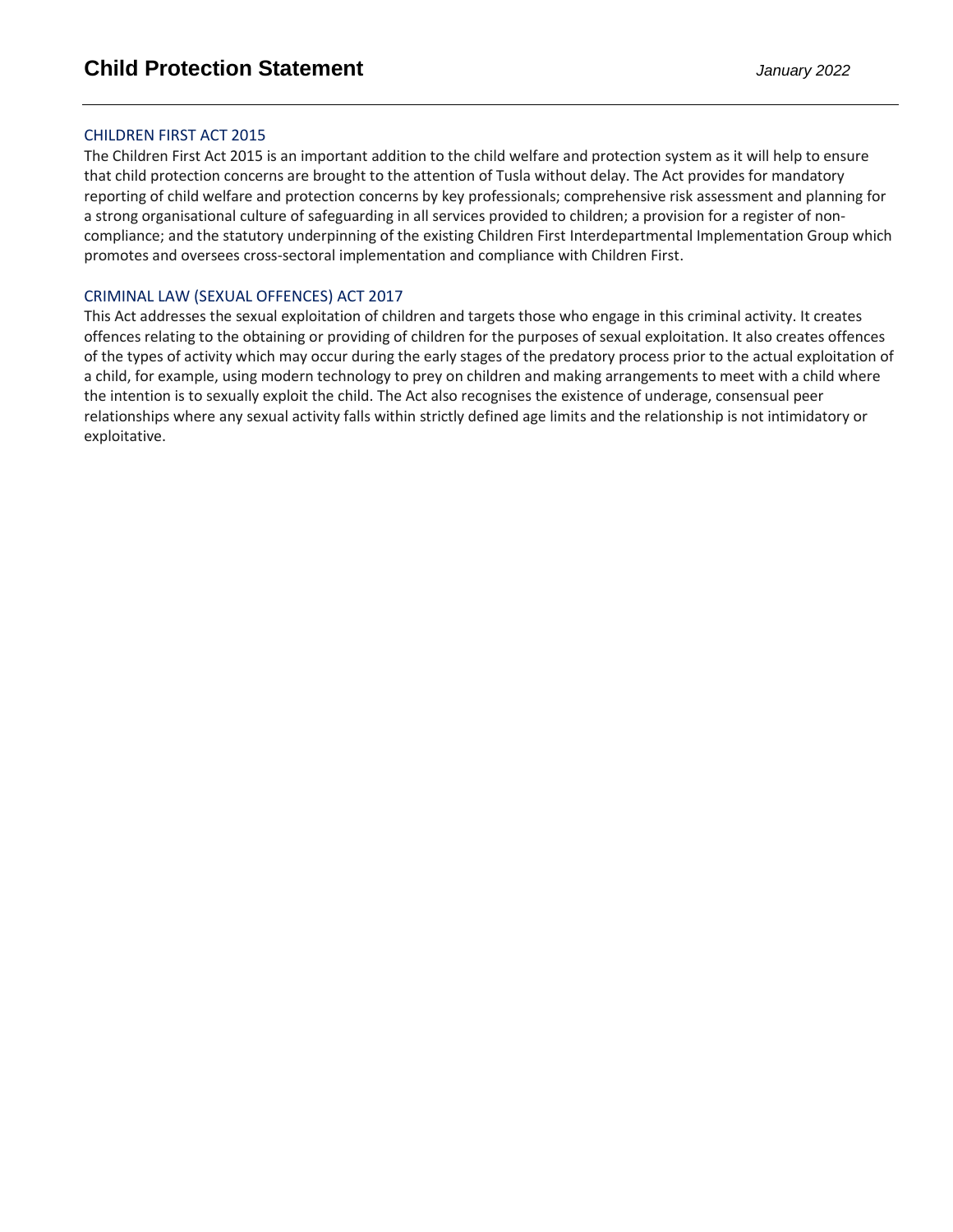## CHILDREN FIRST ACT 2015

The Children First Act 2015 is an important addition to the child welfare and protection system as it will help to ensure that child protection concerns are brought to the attention of Tusla without delay. The Act provides for mandatory reporting of child welfare and protection concerns by key professionals; comprehensive risk assessment and planning for a strong organisational culture of safeguarding in all services provided to children; a provision for a register of non-compliance; and the statutory underpinning of the existing Children First Interdepartmental Implementation Group which promotes and oversees cross-sectoral implementation and compliance with Children First.

## CRIMINAL LAW (SEXUAL OFFENCES) ACT 2017

This Act addresses the sexual exploitation of children and targets those who engage in this criminal activity. It creates offences relating to the obtaining or providing of children for the purposes of sexual exploitation. It also creates offences of the types of activity which may occur during the early stages of the predatory process prior to the actual exploitation of a child, for example, using modern technology to prey on children and making arrangements to meet with a child where the intention is to sexually exploit the child. The Act also recognises the existence of underage, consensual peer relationships where any sexual activity falls within strictly defined age limits and the relationship is not intimidatory or exploitative.